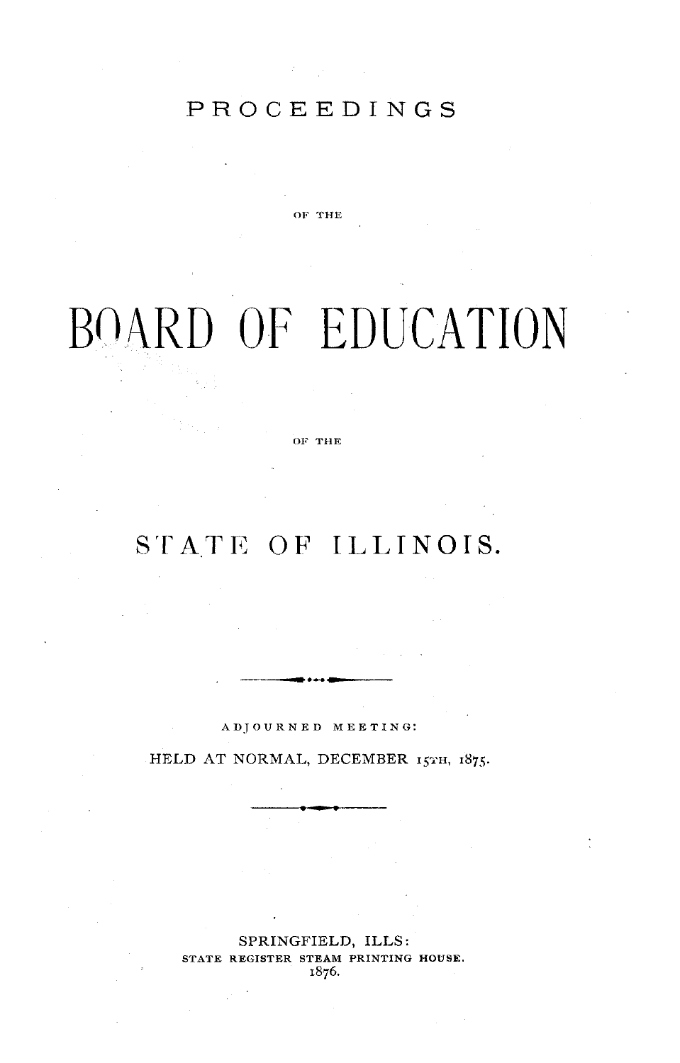# PROCEEDINGS

OF THE

# BOARD OF EDUCATION

OF THE

# STATE OF ILLINOIS.

---

ADJOURNED MEETING:

HELD AT NORMAL, DECEMBER 15TH, 1875.

---

SPRINGFIELD, ILLS:
STATE REGISTER STEAM PRINTING HOUSE.
1876.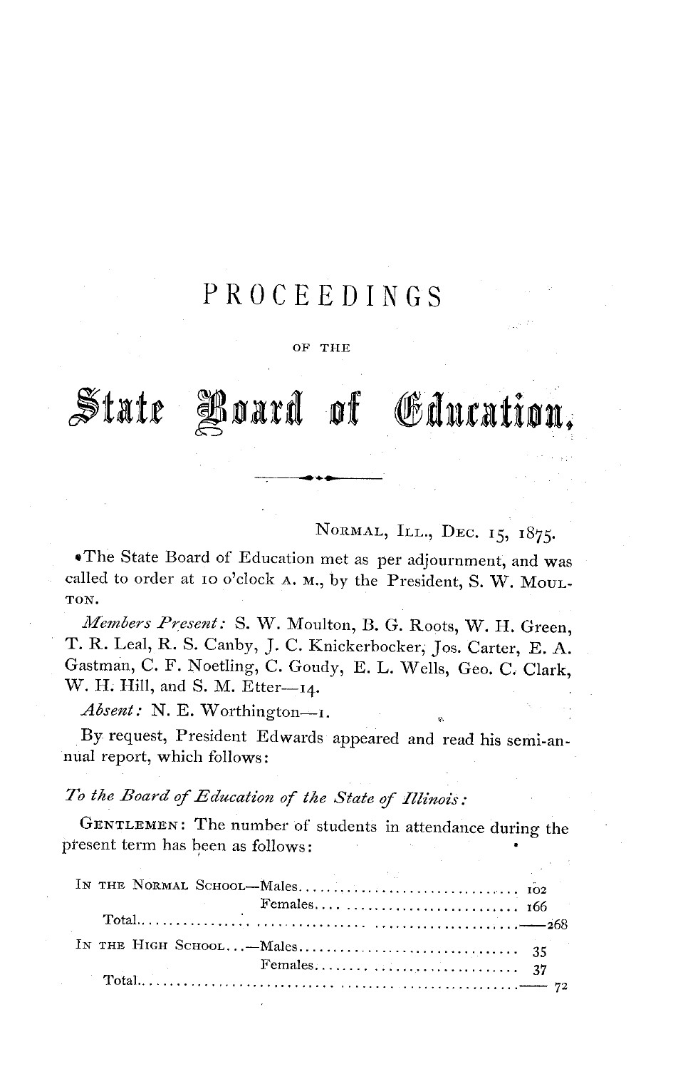# PROCEEDINGS

OF THE

# State Board of Education.

NORMAL, ILL., DEC. 15, 1875.

The State Board of Education met as per adjournment, and was called to order at 10 o'clock A. M., by the President, S. W. MOULTON.

*Members Present:* S. W. Moulton, B. G. Roots, W. H. Green, T. R. Leal, R. S. Canby, J. C. Knickerbocker, Jos. Carter, E. A. Gastman, C. F. Noetling, C. Goudy, E. L. Wells, Geo. C. Clark, W. H. Hill, and S. M. Etter—14.

*Absent:* N. E. Worthington—1.

By request, President Edwards appeared and read his semi-annual report, which follows:

*To the Board of Education of the State of Illinois:*

GENTLEMEN: The number of students in attendance during the present term has been as follows:

| | | | |
|---|---|---|---|
| IN THE NORMAL SCHOOL | —Males | 102 | |
| | Females | 166 | |
| Total | | | 268 |
| IN THE HIGH SCHOOL | —Males | 35 | |
| | Females | 37 | |
| Total | | | 72 |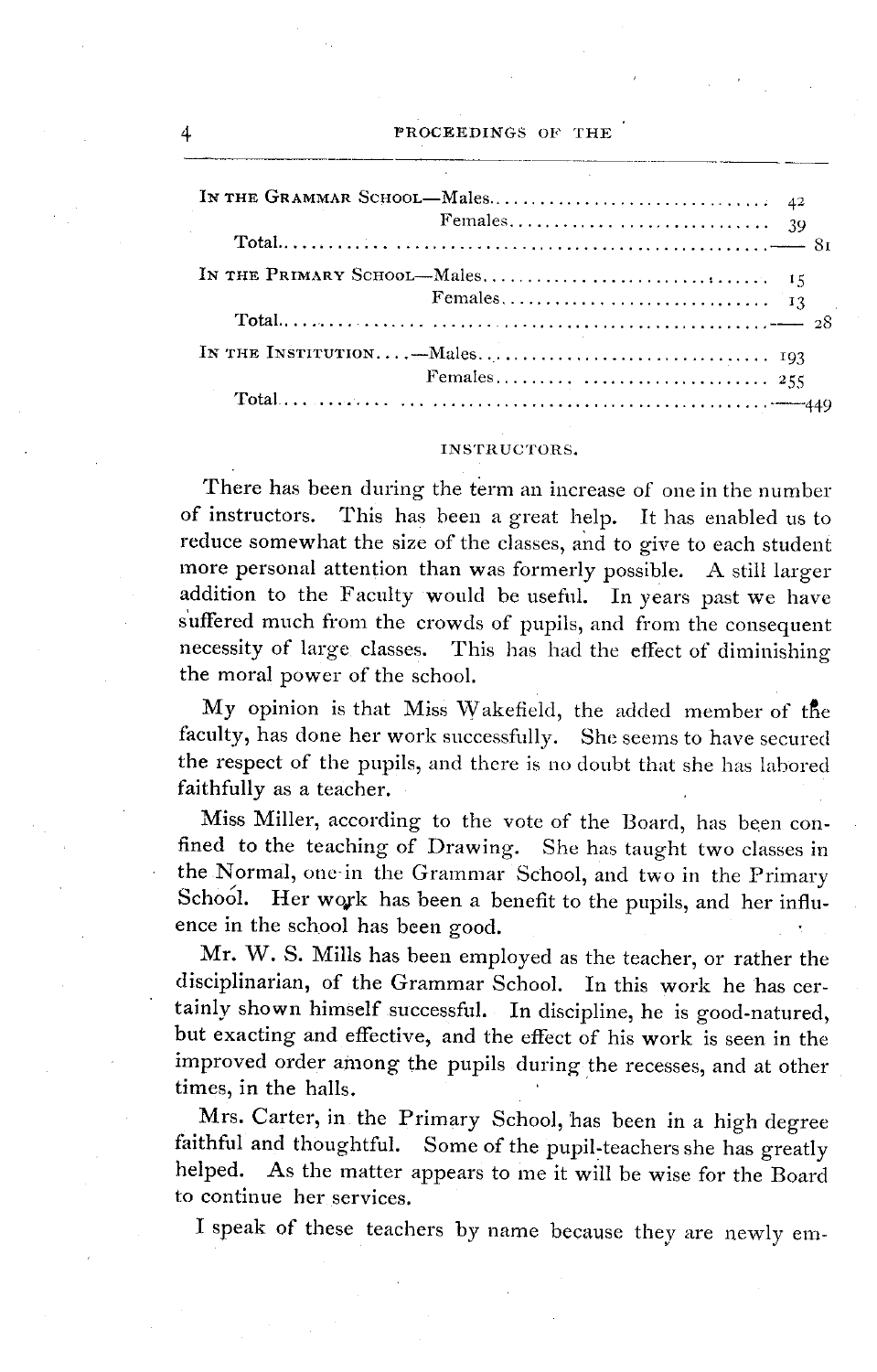| | | |
|---|---|---|
| IN THE GRAMMAR SCHOOL—Males | 42 | |
| Females | 39 | |
| Total | | 81 |
| IN THE PRIMARY SCHOOL—Males | 15 | |
| Females | 13 | |
| Total | | 28 |
| IN THE INSTITUTION....—Males | 193 | |
| Females | 255 | |
| Total | | 449 |

## INSTRUCTORS.

There has been during the term an increase of one in the number of instructors. This has been a great help. It has enabled us to reduce somewhat the size of the classes, and to give to each student more personal attention than was formerly possible. A still larger addition to the Faculty would be useful. In years past we have suffered much from the crowds of pupils, and from the consequent necessity of large classes. This has had the effect of diminishing the moral power of the school.

My opinion is that Miss Wakefield, the added member of the faculty, has done her work successfully. She seems to have secured the respect of the pupils, and there is no doubt that she has labored faithfully as a teacher.

Miss Miller, according to the vote of the Board, has been confined to the teaching of Drawing. She has taught two classes in the Normal, one in the Grammar School, and two in the Primary School. Her work has been a benefit to the pupils, and her influence in the school has been good.

Mr. W. S. Mills has been employed as the teacher, or rather the disciplinarian, of the Grammar School. In this work he has certainly shown himself successful. In discipline, he is good-natured, but exacting and effective, and the effect of his work is seen in the improved order among the pupils during the recesses, and at other times, in the halls.

Mrs. Carter, in the Primary School, has been in a high degree faithful and thoughtful. Some of the pupil-teachers she has greatly helped. As the matter appears to me it will be wise for the Board to continue her services.

I speak of these teachers by name because they are newly em-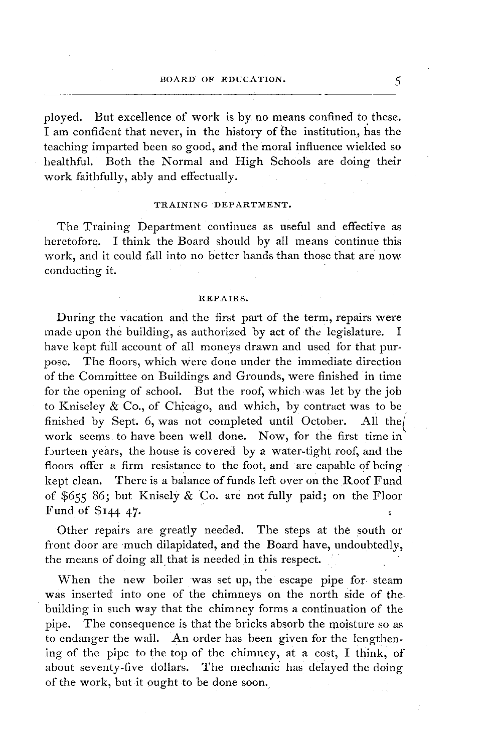ployed. But excellence of work is by no means confined to these. I am confident that never, in the history of the institution, has the teaching imparted been so good, and the moral influence wielded so healthful. Both the Normal and High Schools are doing their work faithfully, ably and effectually.

### TRAINING DEPARTMENT.

The Training Department continues as useful and effective as heretofore. I think the Board should by all means continue this work, and it could fall into no better hands than those that are now conducting it.

### REPAIRS.

During the vacation and the first part of the term, repairs were made upon the building, as authorized by act of the legislature. I have kept full account of all moneys drawn and used for that purpose. The floors, which were done under the immediate direction of the Committee on Buildings and Grounds, were finished in time for the opening of school. But the roof, which was let by the job to Kniseley & Co., of Chicago, and which, by contract was to be finished by Sept. 6, was not completed until October. All the work seems to have been well done. Now, for the first time in fourteen years, the house is covered by a water-tight roof, and the floors offer a firm resistance to the foot, and are capable of being kept clean. There is a balance of funds left over on the Roof Fund of $655 86; but Knisely & Co. are not fully paid; on the Floor Fund of $144 47.

Other repairs are greatly needed. The steps at the south or front door are much dilapidated, and the Board have, undoubtedly, the means of doing all that is needed in this respect.

When the new boiler was set up, the escape pipe for steam was inserted into one of the chimneys on the north side of the building in such way that the chimney forms a continuation of the pipe. The consequence is that the bricks absorb the moisture so as to endanger the wall. An order has been given for the lengthening of the pipe to the top of the chimney, at a cost, I think, of about seventy-five dollars. The mechanic has delayed the doing of the work, but it ought to be done soon.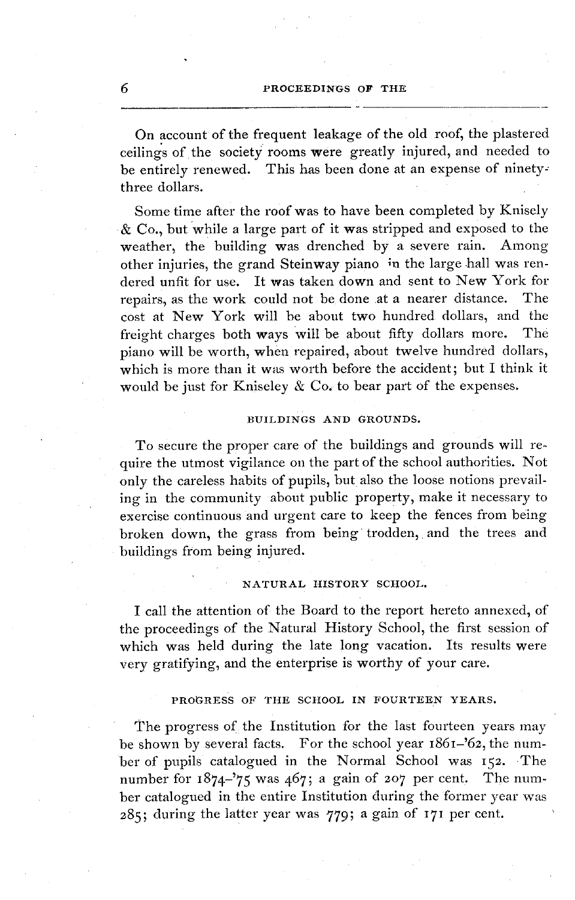On account of the frequent leakage of the old roof, the plastered ceilings of the society rooms were greatly injured, and needed to be entirely renewed. This has been done at an expense of ninety-three dollars.

Some time after the roof was to have been completed by Knisely & Co., but while a large part of it was stripped and exposed to the weather, the building was drenched by a severe rain. Among other injuries, the grand Steinway piano in the large hall was rendered unfit for use. It was taken down and sent to New York for repairs, as the work could not be done at a nearer distance. The cost at New York will be about two hundred dollars, and the freight charges both ways will be about fifty dollars more. The piano will be worth, when repaired, about twelve hundred dollars, which is more than it was worth before the accident; but I think it would be just for Kniseley & Co. to bear part of the expenses.

### BUILDINGS AND GROUNDS.

To secure the proper care of the buildings and grounds will require the utmost vigilance on the part of the school authorities. Not only the careless habits of pupils, but also the loose notions prevailing in the community about public property, make it necessary to exercise continuous and urgent care to keep the fences from being broken down, the grass from being trodden, and the trees and buildings from being injured.

### NATURAL HISTORY SCHOOL.

I call the attention of the Board to the report hereto annexed, of the proceedings of the Natural History School, the first session of which was held during the late long vacation. Its results were very gratifying, and the enterprise is worthy of your care.

### PROGRESS OF THE SCHOOL IN FOURTEEN YEARS.

The progress of the Institution for the last fourteen years may be shown by several facts. For the school year 1861–'62, the number of pupils catalogued in the Normal School was 152. The number for 1874–'75 was 467; a gain of 207 per cent. The number catalogued in the entire Institution during the former year was 285; during the latter year was 779; a gain of 171 per cent.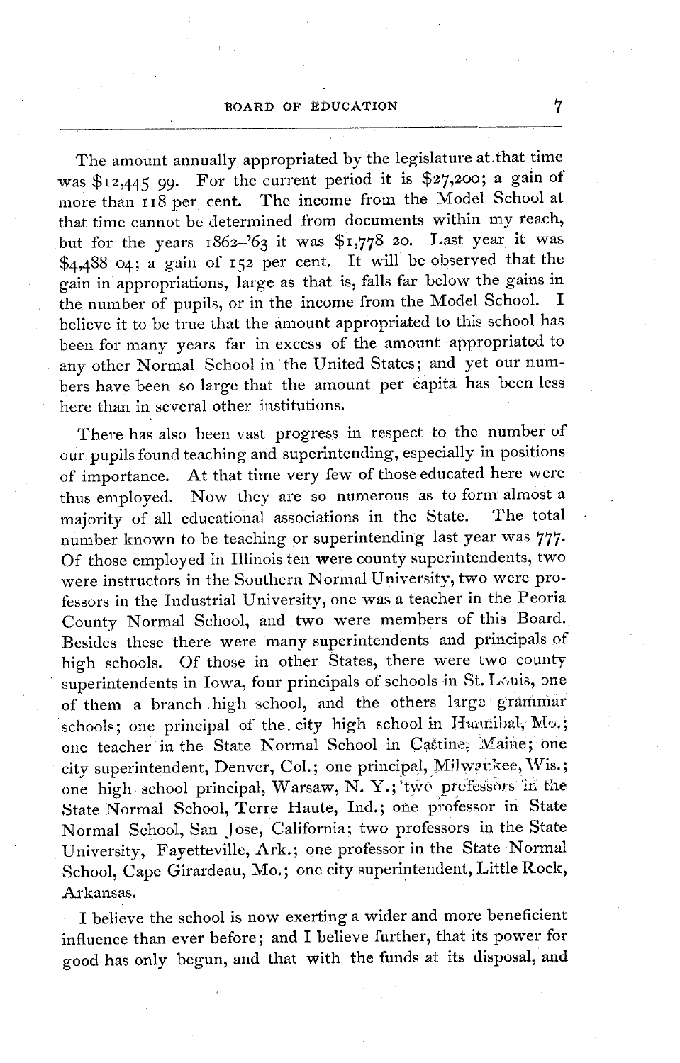The amount annually appropriated by the legislature at that time was $12,445 99. For the current period it is $27,200; a gain of more than 118 per cent. The income from the Model School at that time cannot be determined from documents within my reach, but for the years 1862–'63 it was $1,778 20. Last year it was $4,488 04; a gain of 152 per cent. It will be observed that the gain in appropriations, large as that is, falls far below the gains in the number of pupils, or in the income from the Model School. I believe it to be true that the amount appropriated to this school has been for many years far in excess of the amount appropriated to any other Normal School in the United States; and yet our numbers have been so large that the amount per capita has been less here than in several other institutions.

There has also been vast progress in respect to the number of our pupils found teaching and superintending, especially in positions of importance. At that time very few of those educated here were thus employed. Now they are so numerous as to form almost a majority of all educational associations in the State. The total number known to be teaching or superintending last year was 777. Of those employed in Illinois ten were county superintendents, two were instructors in the Southern Normal University, two were professors in the Industrial University, one was a teacher in the Peoria County Normal School, and two were members of this Board. Besides these there were many superintendents and principals of high schools. Of those in other States, there were two county superintendents in Iowa, four principals of schools in St. Louis, one of them a branch high school, and the others large grammar schools; one principal of the city high school in Hannibal, Mo.; one teacher in the State Normal School in Castine, Maine; one city superintendent, Denver, Col.; one principal, Milwaukee, Wis.; one high school principal, Warsaw, N. Y.; two professors in the State Normal School, Terre Haute, Ind.; one professor in State Normal School, San Jose, California; two professors in the State University, Fayetteville, Ark.; one professor in the State Normal School, Cape Girardeau, Mo.; one city superintendent, Little Rock, Arkansas.

I believe the school is now exerting a wider and more beneficient influence than ever before; and I believe further, that its power for good has only begun, and that with the funds at its disposal, and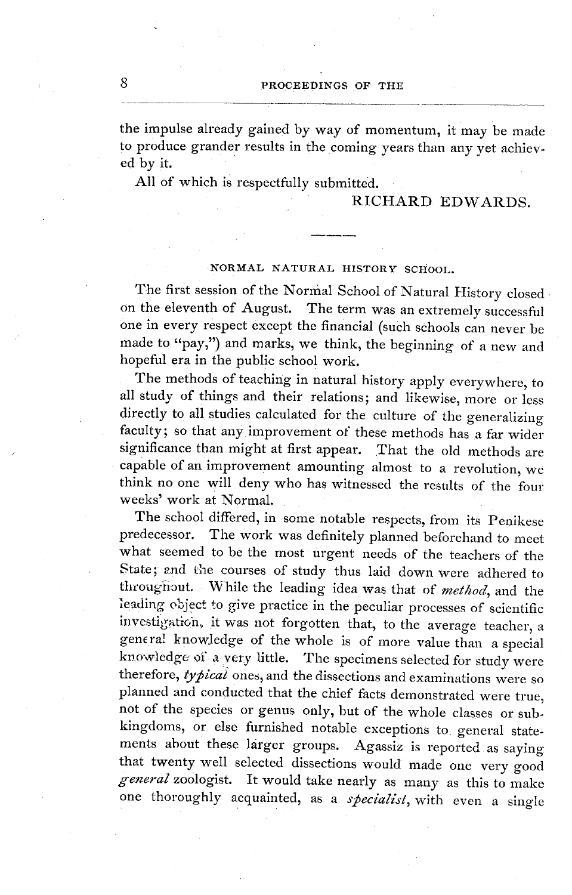the impulse already gained by way of momentum, it may be made to produce grander results in the coming years than any yet achieved by it.

All of which is respectfully submitted.

RICHARD EDWARDS.

---

## NORMAL NATURAL HISTORY SCHOOL.

The first session of the Normal School of Natural History closed on the eleventh of August. The term was an extremely successful one in every respect except the financial (such schools can never be made to "pay,") and marks, we think, the beginning of a new and hopeful era in the public school work.

The methods of teaching in natural history apply everywhere, to all study of things and their relations; and likewise, more or less directly to all studies calculated for the culture of the generalizing faculty; so that any improvement of these methods has a far wider significance than might at first appear. That the old methods are capable of an improvement amounting almost to a revolution, we think no one will deny who has witnessed the results of the four weeks' work at Normal.

The school differed, in some notable respects, from its Penikese predecessor. The work was definitely planned beforehand to meet what seemed to be the most urgent needs of the teachers of the State; and the courses of study thus laid down were adhered to throughout. While the leading idea was that of *method*, and the leading object to give practice in the peculiar processes of scientific investigation, it was not forgotten that, to the average teacher, a general knowledge of the whole is of more value than a special knowledge of a very little. The specimens selected for study were therefore, *typical* ones, and the dissections and examinations were so planned and conducted that the chief facts demonstrated were true, not of the species or genus only, but of the whole classes or sub-kingdoms, or else furnished notable exceptions to general statements about these larger groups. Agassiz is reported as saying that twenty well selected dissections would made one very good *general* zoologist. It would take nearly as many as this to make one thoroughly acquainted, as a *specialist*, with even a single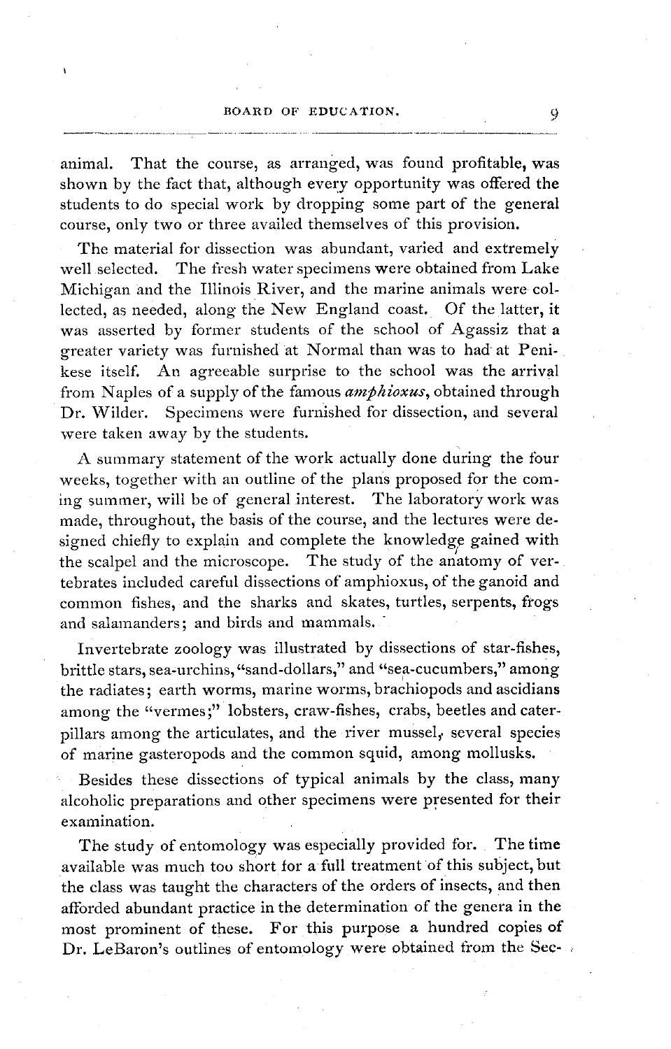animal. That the course, as arranged, was found profitable, was shown by the fact that, although every opportunity was offered the students to do special work by dropping some part of the general course, only two or three availed themselves of this provision.

The material for dissection was abundant, varied and extremely well selected. The fresh water specimens were obtained from Lake Michigan and the Illinois River, and the marine animals were collected, as needed, along the New England coast. Of the latter, it was asserted by former students of the school of Agassiz that a greater variety was furnished at Normal than was to had at Penikese itself. An agreeable surprise to the school was the arrival from Naples of a supply of the famous *amphioxus*, obtained through Dr. Wilder. Specimens were furnished for dissection, and several were taken away by the students.

A summary statement of the work actually done during the four weeks, together with an outline of the plans proposed for the coming summer, will be of general interest. The laboratory work was made, throughout, the basis of the course, and the lectures were designed chiefly to explain and complete the knowledge gained with the scalpel and the microscope. The study of the anatomy of vertebrates included careful dissections of amphioxus, of the ganoid and common fishes, and the sharks and skates, turtles, serpents, frogs and salamanders; and birds and mammals.

Invertebrate zoology was illustrated by dissections of star-fishes, brittle stars, sea-urchins, "sand-dollars," and "sea-cucumbers," among the radiates; earth worms, marine worms, brachiopods and ascidians among the "vermes;" lobsters, craw-fishes, crabs, beetles and caterpillars among the articulates, and the river mussel, several species of marine gasteropods and the common squid, among mollusks.

Besides these dissections of typical animals by the class, many alcoholic preparations and other specimens were presented for their examination.

The study of entomology was especially provided for. The time available was much too short for a full treatment of this subject, but the class was taught the characters of the orders of insects, and then afforded abundant practice in the determination of the genera in the most prominent of these. For this purpose a hundred copies of Dr. LeBaron's outlines of entomology were obtained from the Sec-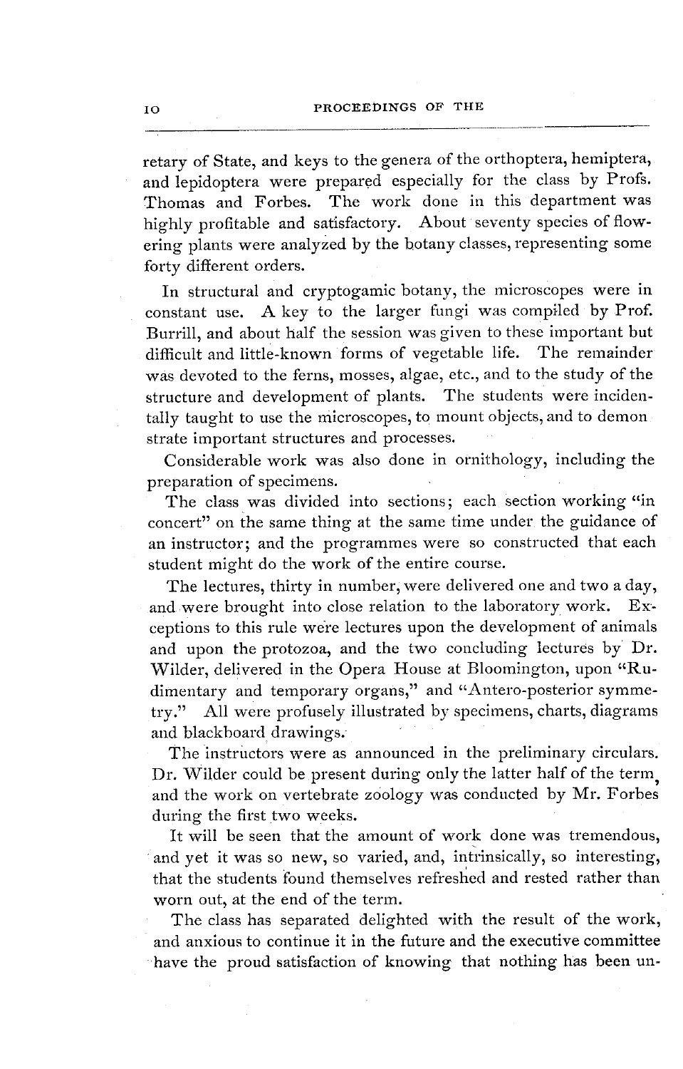retary of State, and keys to the genera of the orthoptera, hemiptera, and lepidoptera were prepared especially for the class by Profs. Thomas and Forbes. The work done in this department was highly profitable and satisfactory. About seventy species of flowering plants were analyzed by the botany classes, representing some forty different orders.

In structural and cryptogamic botany, the microscopes were in constant use. A key to the larger fungi was compiled by Prof. Burrill, and about half the session was given to these important but difficult and little-known forms of vegetable life. The remainder was devoted to the ferns, mosses, algae, etc., and to the study of the structure and development of plants. The students were incidentally taught to use the microscopes, to mount objects, and to demonstrate important structures and processes.

Considerable work was also done in ornithology, including the preparation of specimens.

The class was divided into sections; each section working "in concert" on the same thing at the same time under the guidance of an instructor; and the programmes were so constructed that each student might do the work of the entire course.

The lectures, thirty in number, were delivered one and two a day, and were brought into close relation to the laboratory work. Exceptions to this rule were lectures upon the development of animals and upon the protozoa, and the two concluding lectures by Dr. Wilder, delivered in the Opera House at Bloomington, upon "Rudimentary and temporary organs," and "Antero-posterior symmetry." All were profusely illustrated by specimens, charts, diagrams and blackboard drawings.

The instructors were as announced in the preliminary circulars. Dr. Wilder could be present during only the latter half of the term, and the work on vertebrate zoölogy was conducted by Mr. Forbes during the first two weeks.

It will be seen that the amount of work done was tremendous, and yet it was so new, so varied, and, intrinsically, so interesting, that the students found themselves refreshed and rested rather than worn out, at the end of the term.

The class has separated delighted with the result of the work, and anxious to continue it in the future and the executive committee have the proud satisfaction of knowing that nothing has been un-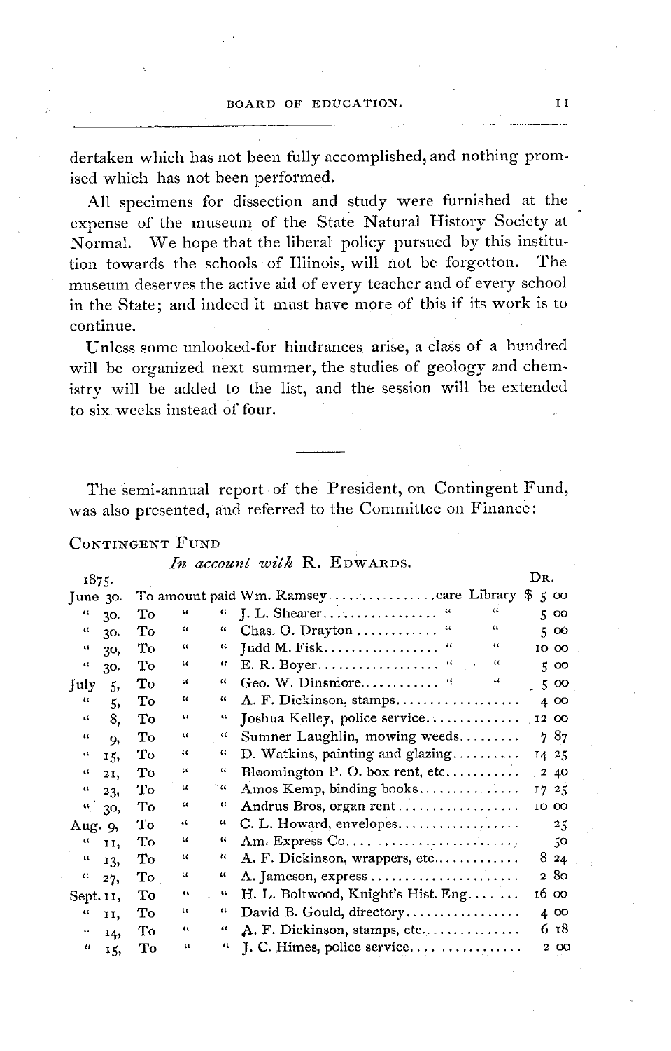dertaken which has not been fully accomplished, and nothing promised which has not been performed.

All specimens for dissection and study were furnished at the expense of the museum of the State Natural History Society at Normal. We hope that the liberal policy pursued by this institution towards the schools of Illinois, will not be forgotton. The museum deserves the active aid of every teacher and of every school in the State; and indeed it must have more of this if its work is to continue.

Unless some unlooked-for hindrances arise, a class of a hundred will be organized next summer, the studies of geology and chemistry will be added to the list, and the session will be extended to six weeks instead of four.

---

The semi-annual report of the President, on Contingent Fund, was also presented, and referred to the Committee on Finance:

CONTINGENT FUND

*In account with* R. EDWARDS.

| 1875. | | | DR. |
|---|---|---|---|
| June 30. | To amount paid | Wm. Ramsey ................care Library | $ 5 00 |
| " 30. | To " | " J. L. Shearer.................. " " | 5 00 |
| " 30. | To " | " Chas. O. Drayton ........... " " | 5 00 |
| " 30, | To " | " Judd M. Fisk................. " " | 10 00 |
| " 30. | To " | " E. R. Boyer.................. " " | 5 00 |
| July 5, | To " | " Geo. W. Dinsmore........... " " | 5 00 |
| " 5, | To " | " A. F. Dickinson, stamps.................. | 4 00 |
| " 8, | To " | " Joshua Kelley, police service............. | 12 00 |
| " 9, | To " | " Sumner Laughlin, mowing weeds......... | 7 87 |
| " 15, | To " | " D. Watkins, painting and glazing.......... | 14 25 |
| " 21, | To " | " Bloomington P. O. box rent, etc.......... | 2 40 |
| " 23, | To " | " Amos Kemp, binding books.............. | 17 25 |
| " 30, | To " | " Andrus Bros, organ rent.................. | 10 00 |
| Aug. 9, | To " | " C. L. Howard, envelopes.................. | 25 |
| " 11, | To " | " Am. Express Co.......................... | 50 |
| " 13, | To " | " A. F. Dickinson, wrappers, etc............ | 8 24 |
| " 27, | To " | " A. Jameson, express...................... | 2 80 |
| Sept. 11, | To " | " H. L. Boltwood, Knight's Hist. Eng....... | 16 00 |
| " 11, | To " | " David B. Gould, directory................. | 4 00 |
| " 14, | To " | " A. F. Dickinson, stamps, etc.............. | 6 18 |
| " 15, | To " | " J. C. Himes, police service................ | 2 00 |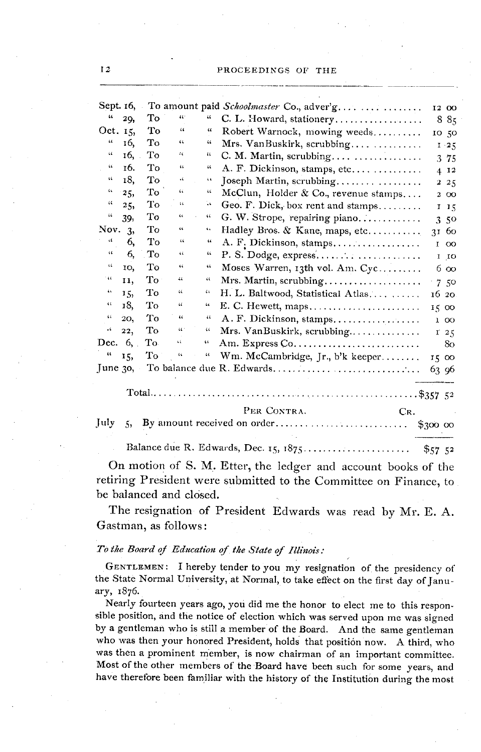| Date | | | | Item | Amount |
|---|---|---|---|---|---|
| Sept. 16, | To amount paid | | | *Schoolmaster* Co., adver'g | 12 00 |
| " 29, | To | " | " | C. L. Howard, stationery | 8 85 |
| Oct. 15, | To | " | " | Robert Warnock, mowing weeds | 10 50 |
| " 16, | To | " | " | Mrs. VanBuskirk, scrubbing | 1 25 |
| " 16, | To | " | " | C. M. Martin, scrubbing | 3 75 |
| " 16. | To | " | " | A. F. Dickinson, stamps, etc | 4 12 |
| " 18, | To | " | " | Joseph Martin, scrubbing | 2 25 |
| " 25, | To | " | " | McClun, Holder & Co., revenue stamps | 2 00 |
| " 25, | To | " | " | Geo. F. Dick, box rent and stamps | 1 15 |
| " 39, | To | " | " | G. W. Strope, repairing piano | 3 50 |
| Nov. 3, | To | " | " | Hadley Bros. & Kane, maps, etc | 31 60 |
| " 6, | To | " | " | A. F. Dickinson, stamps | 1 00 |
| " 6, | To | " | " | P. S. Dodge, express | 1 10 |
| " 10, | To | " | " | Moses Warren, 13th vol. Am. Cyc | 6 00 |
| " 11, | To | " | " | Mrs. Martin, scrubbing | 7 50 |
| " 15, | To | " | " | H. L. Baltwood, Statistical Atlas | 16 20 |
| " 18, | To | " | " | E. C. Hewett, maps | 15 00 |
| " 20, | To | " | " | A. F. Dickinson, stamps | 1 00 |
| " 22, | To | " | " | Mrs. VanBuskirk, scrubbing | 1 25 |
| Dec. 6, | To | " | " | Am. Express Co | 80 |
| " 15, | To | " | " | Wm. McCambridge, Jr., b'k keeper | 15 00 |
| June 30, | To balance due R. Edwards | | | | 63 96 |
| | Total | | | | $357 52 |

PER CONTRA. CR.

| | | |
|---|---|---|
| July 5, | By amount received on order | $300 00 |
| | Balance due R. Edwards, Dec. 15, 1875 | $57 52 |

On motion of S. M. Etter, the ledger and account books of the retiring President were submitted to the Committee on Finance, to be balanced and closed.

The resignation of President Edwards was read by Mr. E. A. Gastman, as follows:

*To the Board of Education of the State of Illinois:*

GENTLEMEN: I hereby tender to you my resignation of the presidency of the State Normal University, at Normal, to take effect on the first day of January, 1876.

Nearly fourteen years ago, you did me the honor to elect me to this responsible position, and the notice of election which was served upon me was signed by a gentleman who is still a member of the Board. And the same gentleman who was then your honored President, holds that position now. A third, who was then a prominent member, is now chairman of an important committee. Most of the other members of the Board have been such for some years, and have therefore been familiar with the history of the Institution during the most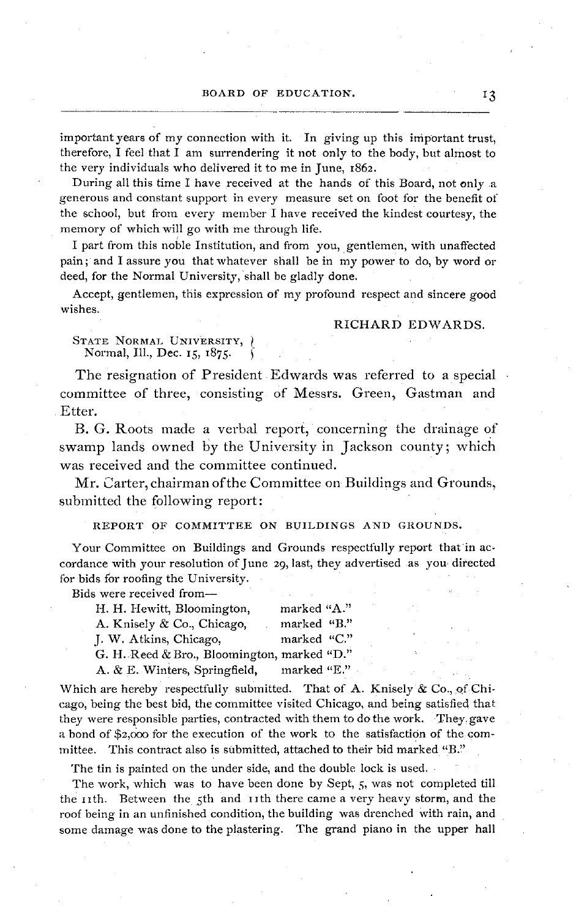important years of my connection with it. In giving up this important trust, therefore, I feel that I am surrendering it not only to the body, but almost to the very individuals who delivered it to me in June, 1862.

During all this time I have received at the hands of this Board, not only a generous and constant support in every measure set on foot for the benefit of the school, but from every member I have received the kindest courtesy, the memory of which will go with me through life.

I part from this noble Institution, and from you, gentlemen, with unaffected pain; and I assure you that whatever shall be in my power to do, by word or deed, for the Normal University, shall be gladly done.

Accept, gentlemen, this expression of my profound respect and sincere good wishes.

RICHARD EDWARDS.

STATE NORMAL UNIVERSITY,
Normal, Ill., Dec. 15, 1875.

The resignation of President Edwards was referred to a special committee of three, consisting of Messrs. Green, Gastman and Etter.

B. G. Roots made a verbal report, concerning the drainage of swamp lands owned by the University in Jackson county; which was received and the committee continued.

Mr. Carter, chairman of the Committee on Buildings and Grounds, submitted the following report:

## REPORT OF COMMITTEE ON BUILDINGS AND GROUNDS.

Your Committee on Buildings and Grounds respectfully report that in accordance with your resolution of June 29, last, they advertised as you directed for bids for roofing the University.

Bids were received from—

H. H. Hewitt, Bloomington, marked "A."
A. Knisely & Co., Chicago, marked "B."
J. W. Atkins, Chicago, marked "C."
G. H. Reed & Bro., Bloomington, marked "D."
A. & E. Winters, Springfield, marked "E."

Which are hereby respectfully submitted. That of A. Knisely & Co., of Chicago, being the best bid, the committee visited Chicago, and being satisfied that they were responsible parties, contracted with them to do the work. They gave a bond of $2,000 for the execution of the work to the satisfaction of the committee. This contract also is submitted, attached to their bid marked "B."

The tin is painted on the under side, and the double lock is used.

The work, which was to have been done by Sept, 5, was not completed till the 11th. Between the 5th and 11th there came a very heavy storm, and the roof being in an unfinished condition, the building was drenched with rain, and some damage was done to the plastering. The grand piano in the upper hall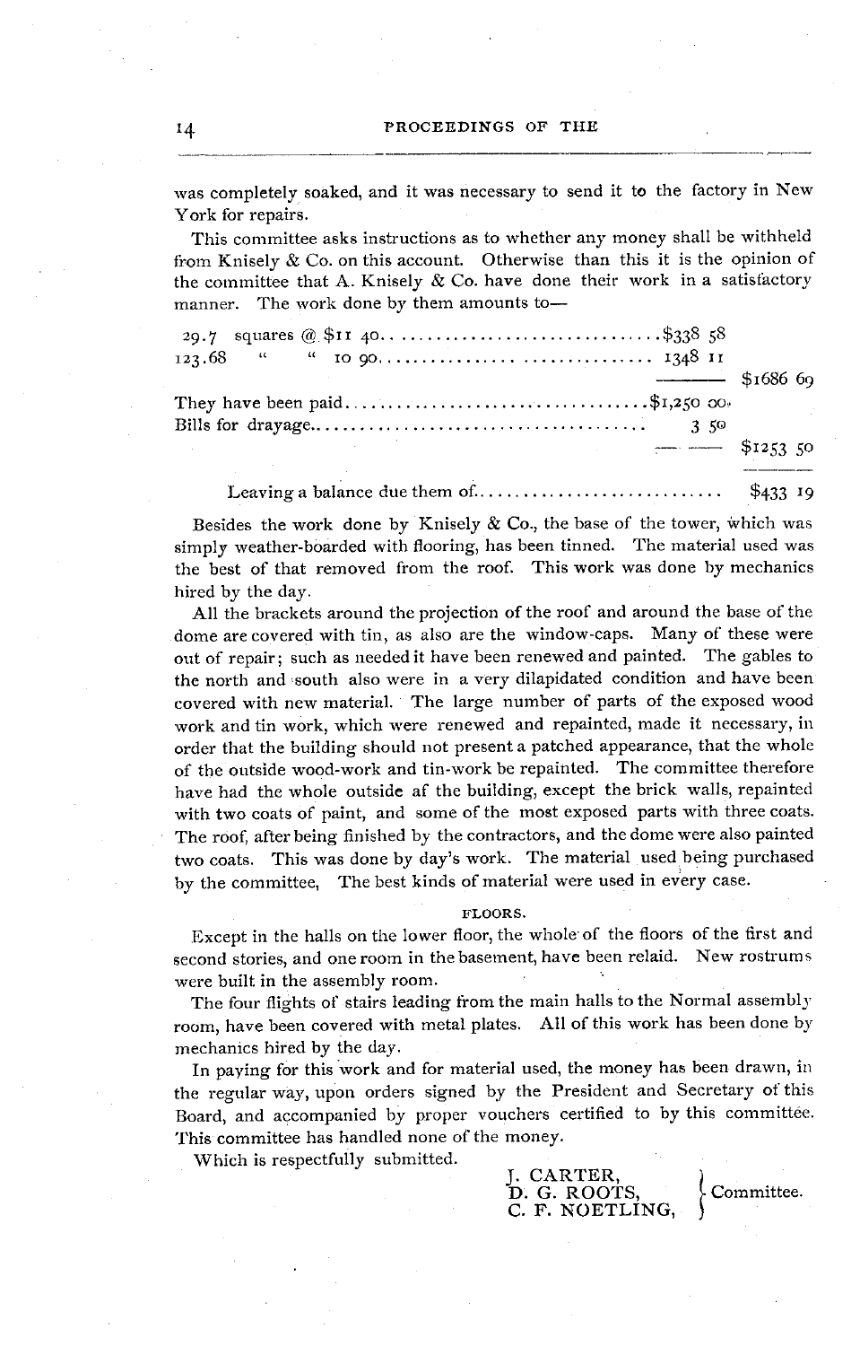was completely soaked, and it was necessary to send it to the factory in New York for repairs.

This committee asks instructions as to whether any money shall be withheld from Knisely & Co. on this account. Otherwise than this it is the opinion of the committee that A. Knisely & Co. have done their work in a satisfactory manner. The work done by them amounts to—

| | | |
|---|---|---|
| 29.7 squares @ $11 40 | $338 58 | |
| 123.68 " " 10 90 | 1348 11 | |
| | | $1686 69 |
| They have been paid | $1,250 00 | |
| Bills for drayage | 3 50 | |
| | | $1253 50 |
| Leaving a balance due them of | | $433 19 |

Besides the work done by Knisely & Co., the base of the tower, which was simply weather-boarded with flooring, has been tinned. The material used was the best of that removed from the roof. This work was done by mechanics hired by the day.

All the brackets around the projection of the roof and around the base of the dome are covered with tin, as also are the window-caps. Many of these were out of repair; such as needed it have been renewed and painted. The gables to the north and south also were in a very dilapidated condition and have been covered with new material. The large number of parts of the exposed wood work and tin work, which were renewed and repainted, made it necessary, in order that the building should not present a patched appearance, that the whole of the outside wood-work and tin-work be repainted. The committee therefore have had the whole outside af the building, except the brick walls, repainted with two coats of paint, and some of the most exposed parts with three coats. The roof, after being finished by the contractors, and the dome were also painted two coats. This was done by day's work. The material used being purchased by the committee, The best kinds of material were used in every case.

## FLOORS.

Except in the halls on the lower floor, the whole of the floors of the first and second stories, and one room in the basement, have been relaid. New rostrums were built in the assembly room.

The four flights of stairs leading from the main halls to the Normal assembly room, have been covered with metal plates. All of this work has been done by mechanics hired by the day.

In paying for this work and for material used, the money has been drawn, in the regular way, upon orders signed by the President and Secretary of this Board, and accompanied by proper vouchers certified to by this committee. This committee has handled none of the money.

Which is respectfully submitted.

J. CARTER,
D. G. ROOTS,
C. F. NOETLING,
} Committee.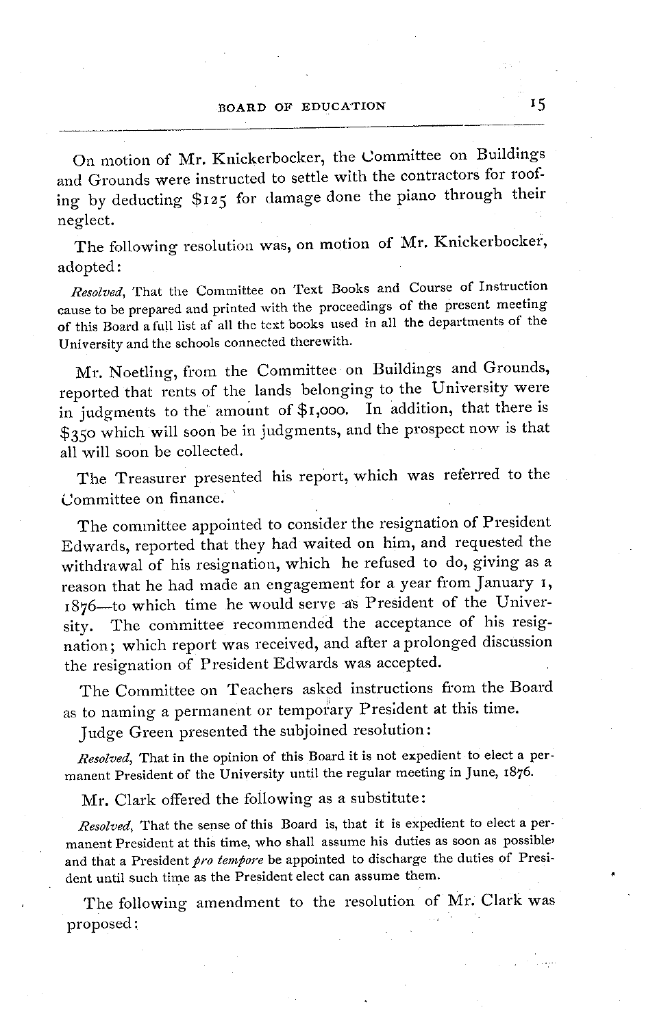On motion of Mr. Knickerbocker, the Committee on Buildings and Grounds were instructed to settle with the contractors for roofing by deducting $125 for damage done the piano through their neglect.

The following resolution was, on motion of Mr. Knickerbocker, adopted:

*Resolved*, That the Committee on Text Books and Course of Instruction cause to be prepared and printed with the proceedings of the present meeting of this Board a full list af all the text books used in all the departments of the University and the schools connected therewith.

Mr. Noetling, from the Committee on Buildings and Grounds, reported that rents of the lands belonging to the University were in judgments to the amount of $1,000. In addition, that there is $350 which will soon be in judgments, and the prospect now is that all will soon be collected.

The Treasurer presented his report, which was referred to the Committee on finance.

The committee appointed to consider the resignation of President Edwards, reported that they had waited on him, and requested the withdrawal of his resignation, which he refused to do, giving as a reason that he had made an engagement for a year from January 1, 1876—to which time he would serve as President of the University. The committee recommended the acceptance of his resignation; which report was received, and after a prolonged discussion the resignation of President Edwards was accepted.

The Committee on Teachers asked instructions from the Board as to naming a permanent or temporary President at this time.

Judge Green presented the subjoined resolution:

*Resolved*, That in the opinion of this Board it is not expedient to elect a permanent President of the University until the regular meeting in June, 1876.

Mr. Clark offered the following as a substitute:

*Resolved*, That the sense of this Board is, that it is expedient to elect a permanent President at this time, who shall assume his duties as soon as possible, and that a President *pro tempore* be appointed to discharge the duties of President until such time as the President elect can assume them.

The following amendment to the resolution of Mr. Clark was proposed: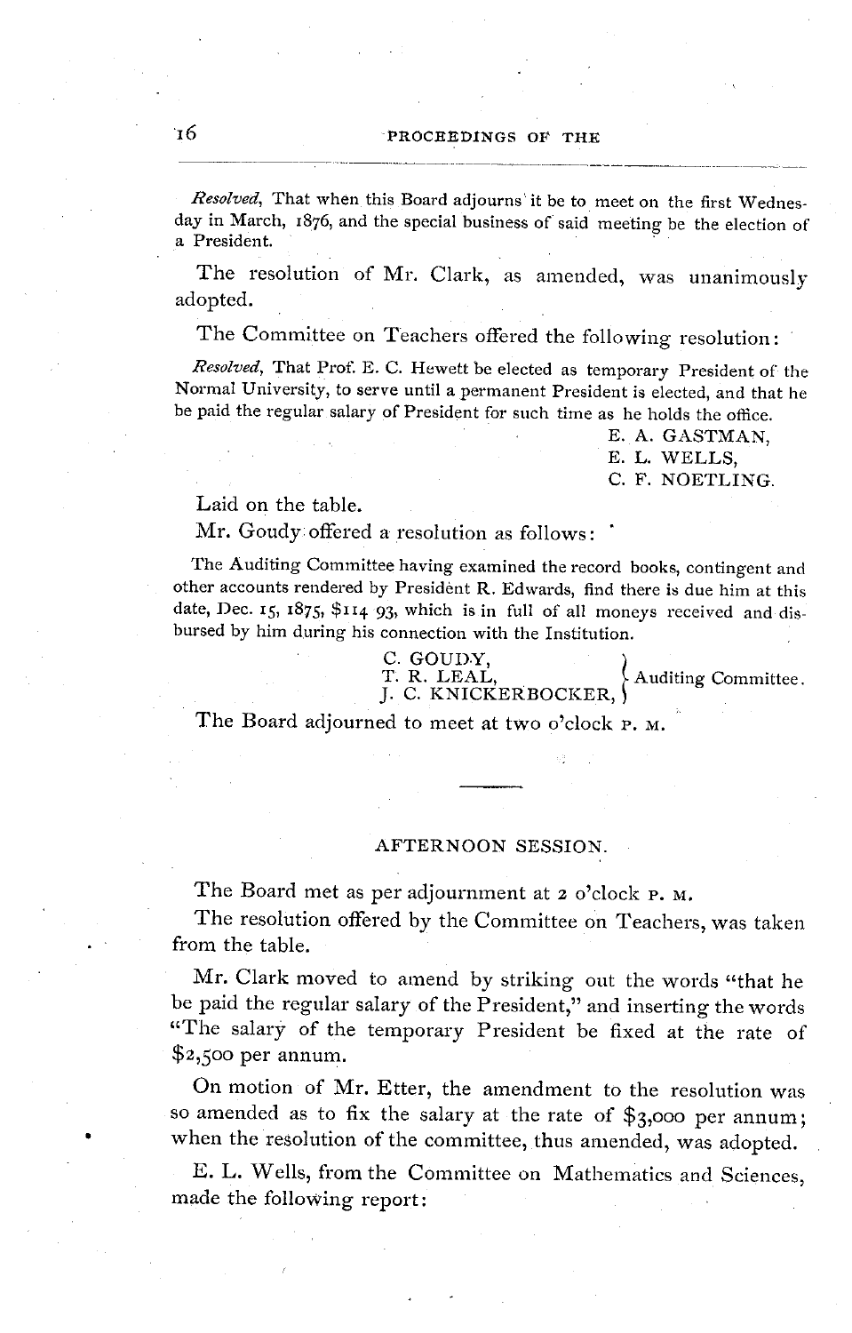*Resolved*, That when this Board adjourns it be to meet on the first Wednesday in March, 1876, and the special business of said meeting be the election of a President.

The resolution of Mr. Clark, as amended, was unanimously adopted.

The Committee on Teachers offered the following resolution:

*Resolved*, That Prof. E. C. Hewett be elected as temporary President of the Normal University, to serve until a permanent President is elected, and that he be paid the regular salary of President for such time as he holds the office.

E. A. GASTMAN,
E. L. WELLS,
C. F. NOETLING.

Laid on the table.

Mr. Goudy offered a resolution as follows:

The Auditing Committee having examined the record books, contingent and other accounts rendered by President R. Edwards, find there is due him at this date, Dec. 15, 1875, $114 93, which is in full of all moneys received and disbursed by him during his connection with the Institution.

C. GOUDY,
T. R. LEAL,
J. C. KNICKERBOCKER, } Auditing Committee.

The Board adjourned to meet at two o'clock P. M.

---

## AFTERNOON SESSION.

The Board met as per adjournment at 2 o'clock P. M.

The resolution offered by the Committee on Teachers, was taken from the table.

Mr. Clark moved to amend by striking out the words "that he be paid the regular salary of the President," and inserting the words "The salary of the temporary President be fixed at the rate of $2,500 per annum.

On motion of Mr. Etter, the amendment to the resolution was so amended as to fix the salary at the rate of $3,000 per annum; when the resolution of the committee, thus amended, was adopted.

E. L. Wells, from the Committee on Mathematics and Sciences, made the following report: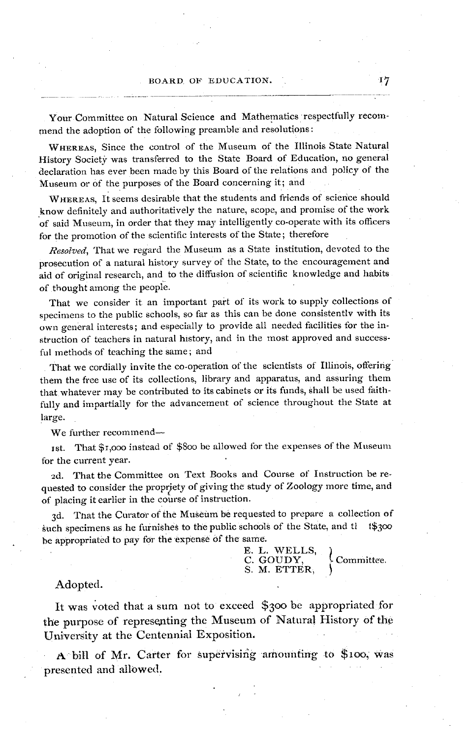Your Committee on Natural Science and Mathematics respectfully recommend the adoption of the following preamble and resolutions:

WHEREAS, Since the control of the Museum of the Illinois State Natural History Society was transferred to the State Board of Education, no general declaration has ever been made by this Board of the relations and policy of the Museum or of the purposes of the Board concerning it; and

WHEREAS, It seems desirable that the students and friends of science should know definitely and authoritatively the nature, scope, and promise of the work of said Museum, in order that they may intelligently co-operate with its officers for the promotion of the scientific interests of the State; therefore

*Resolved*, That we regard the Museum as a State institution, devoted to the prosecution of a natural history survey of the State, to the encouragement and aid of original research, and to the diffusion of scientific knowledge and habits of thought among the people.

That we consider it an important part of its work to supply collections of specimens to the public schools, so far as this can be done consistently with its own general interests; and especially to provide all needed facilities for the instruction of teachers in natural history, and in the most approved and successful methods of teaching the same; and

That we cordially invite the co-operation of the scientists of Illinois, offering them the free use of its collections, library and apparatus, and assuring them that whatever may be contributed to its cabinets or its funds, shall be used faithfully and impartially for the advancement of science throughout the State at large.

We further recommend—

1st. That $1,000 instead of $800 be allowed for the expenses of the Museum for the current year.

2d. That the Committee on Text Books and Course of Instruction be requested to consider the propriety of giving the study of Zoology more time, and of placing it earlier in the course of instruction.

3d. That the Curator of the Museum be requested to prepare a collection of such specimens as he furnishes to the public schools of the State, and tl 1$300 be appropriated to pay for the expense of the same.

E. L. WELLS,
C. GOUDY,
S. M. ETTER, } Committee.

Adopted.

It was voted that a sum not to exceed $300 be appropriated for the purpose of representing the Museum of Natural History of the University at the Centennial Exposition.

A bill of Mr. Carter for supervising amounting to $100, was presented and allowed.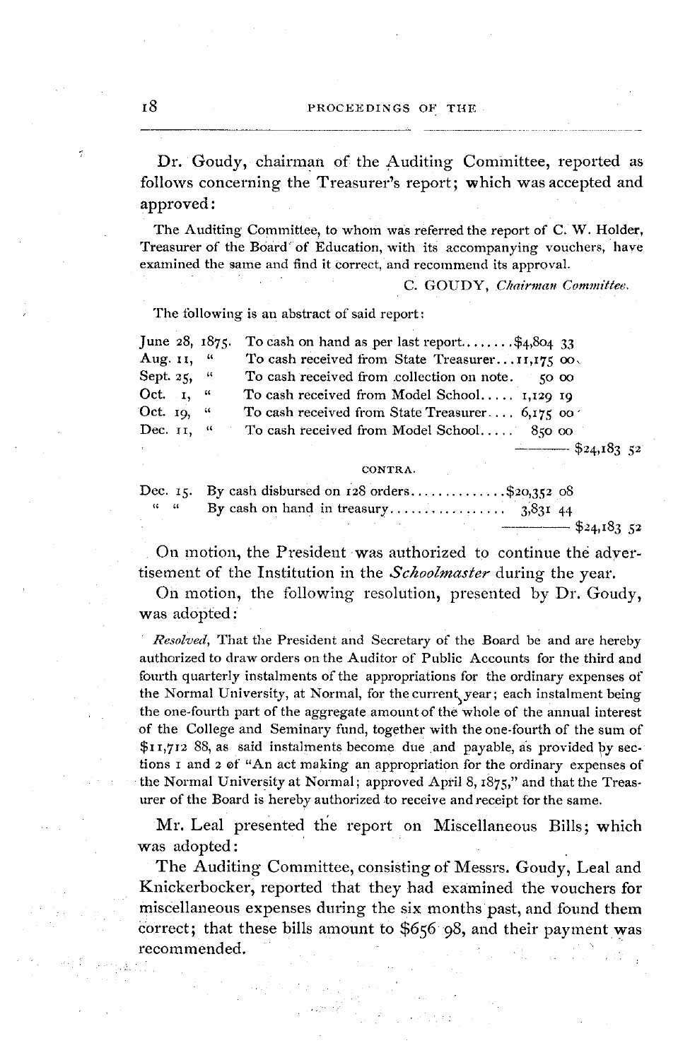Dr. Goudy, chairman of the Auditing Committee, reported as follows concerning the Treasurer's report; which was accepted and approved:

The Auditing Committee, to whom was referred the report of C. W. Holder, Treasurer of the Board of Education, with its accompanying vouchers, have examined the same and find it correct, and recommend its approval.

C. GOUDY, *Chairman Committee.*

The following is an abstract of said report:

| | | | |
|---|---|---|---|
| June 28, 1875. | To cash on hand as per last report........ | $4,804 33 | |
| Aug. 11, " | To cash received from State Treasurer... | 11,175 00 | |
| Sept. 25, " | To cash received from collection on note. | 50 00 | |
| Oct. 1, " | To cash received from Model School..... | 1,129 19 | |
| Oct. 19, " | To cash received from State Treasurer.... | 6,175 00 | |
| Dec. 11, " | To cash received from Model School..... | 850 00 | |
| | | | $24,183 52 |

CONTRA.

| | | | |
|---|---|---|---|
| Dec. 15. | By cash disbursed on 128 orders.............. | $20,352 08 | |
| " " | By cash on hand in treasury.................. | 3,831 44 | |
| | | | $24,183 52 |

On motion, the President was authorized to continue the advertisement of the Institution in the *Schoolmaster* during the year.

On motion, the following resolution, presented by Dr. Goudy, was adopted:

*Resolved*, That the President and Secretary of the Board be and are hereby authorized to draw orders on the Auditor of Public Accounts for the third and fourth quarterly instalments of the appropriations for the ordinary expenses of the Normal University, at Normal, for the current year; each instalment being the one-fourth part of the aggregate amount of the whole of the annual interest of the College and Seminary fund, together with the one-fourth of the sum of $11,712 88, as said instalments become due and payable, as provided by sections 1 and 2 of "An act making an appropriation for the ordinary expenses of the Normal University at Normal; approved April 8, 1875," and that the Treasurer of the Board is hereby authorized to receive and receipt for the same.

Mr. Leal presented the report on Miscellaneous Bills; which was adopted:

The Auditing Committee, consisting of Messrs. Goudy, Leal and Knickerbocker, reported that they had examined the vouchers for miscellaneous expenses during the six months past, and found them correct; that these bills amount to $656 98, and their payment was recommended.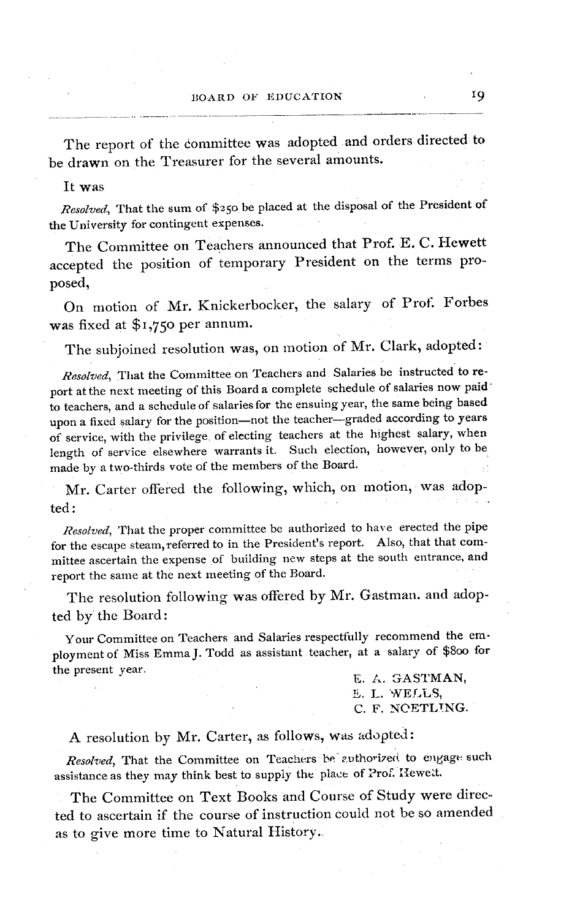The report of the committee was adopted and orders directed to be drawn on the Treasurer for the several amounts.

It was

*Resolved*, That the sum of $250 be placed at the disposal of the President of the University for contingent expenses.

The Committee on Teachers announced that Prof. E. C. Hewett accepted the position of temporary President on the terms proposed,

On motion of Mr. Knickerbocker, the salary of Prof. Forbes was fixed at $1,750 per annum.

The subjoined resolution was, on motion of Mr. Clark, adopted:

*Resolved*, That the Committee on Teachers and Salaries be instructed to report at the next meeting of this Board a complete schedule of salaries now paid to teachers, and a schedule of salaries for the ensuing year, the same being based upon a fixed salary for the position—not the teacher—graded according to years of service, with the privilege of electing teachers at the highest salary, when length of service elsewhere warrants it. Such election, however, only to be made by a two-thirds vote of the members of the Board.

Mr. Carter offered the following, which, on motion, was adopted:

*Resolved*, That the proper committee be authorized to have erected the pipe for the escape steam, referred to in the President's report. Also, that that committee ascertain the expense of building new steps at the south entrance, and report the same at the next meeting of the Board.

The resolution following was offered by Mr. Gastman, and adopted by the Board:

Your Committee on Teachers and Salaries respectfully recommend the employment of Miss Emma J. Todd as assistant teacher, at a salary of $800 for the present year.

E. A. GASTMAN,
E. L. WELLS,
C. F. NOETLING.

A resolution by Mr. Carter, as follows, was adopted:

*Resolved*, That the Committee on Teachers be authorized to engage such assistance as they may think best to supply the place of Prof. Hewett.

The Committee on Text Books and Course of Study were directed to ascertain if the course of instruction could not be so amended as to give more time to Natural History.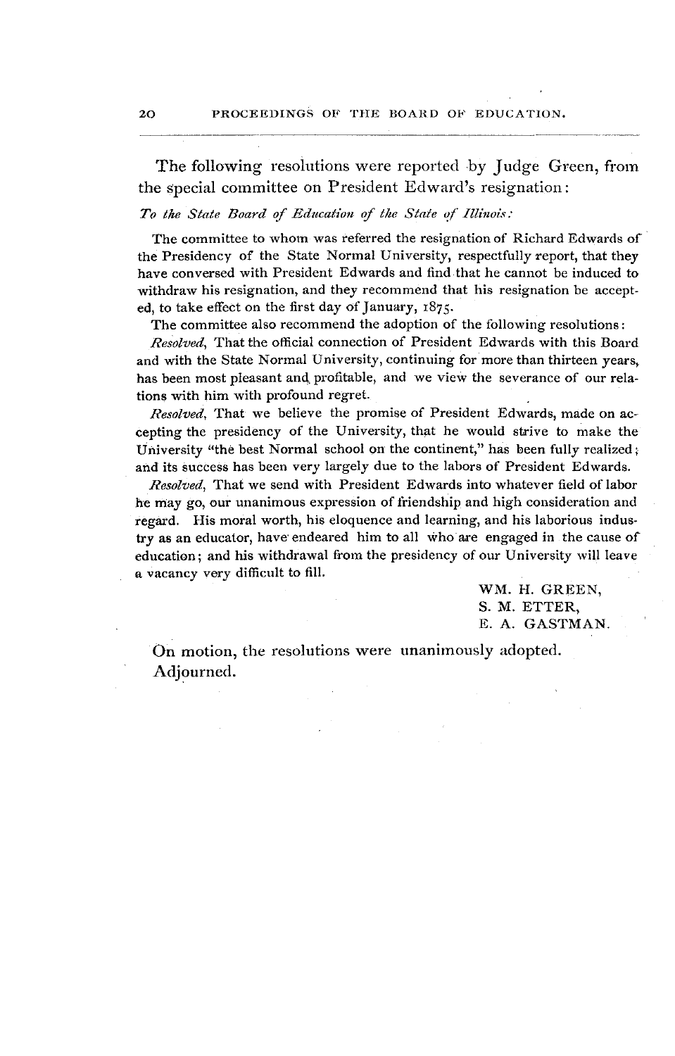The following resolutions were reported by Judge Green, from the special committee on President Edward's resignation:

*To the State Board of Education of the State of Illinois:*

The committee to whom was referred the resignation of Richard Edwards of the Presidency of the State Normal University, respectfully report, that they have conversed with President Edwards and find that he cannot be induced to withdraw his resignation, and they recommend that his resignation be accepted, to take effect on the first day of January, 1875.

The committee also recommend the adoption of the following resolutions:

*Resolved*, That the official connection of President Edwards with this Board and with the State Normal University, continuing for more than thirteen years, has been most pleasant and profitable, and we view the severance of our relations with him with profound regret.

*Resolved*, That we believe the promise of President Edwards, made on accepting the presidency of the University, that he would strive to make the University "the best Normal school on the continent," has been fully realized; and its success has been very largely due to the labors of President Edwards.

*Resolved*, That we send with President Edwards into whatever field of labor he may go, our unanimous expression of friendship and high consideration and regard. His moral worth, his eloquence and learning, and his laborious industry as an educator, have endeared him to all who are engaged in the cause of education; and his withdrawal from the presidency of our University will leave a vacancy very difficult to fill.

WM. H. GREEN,
S. M. ETTER,
E. A. GASTMAN.

On motion, the resolutions were unanimously adopted.

Adjourned.